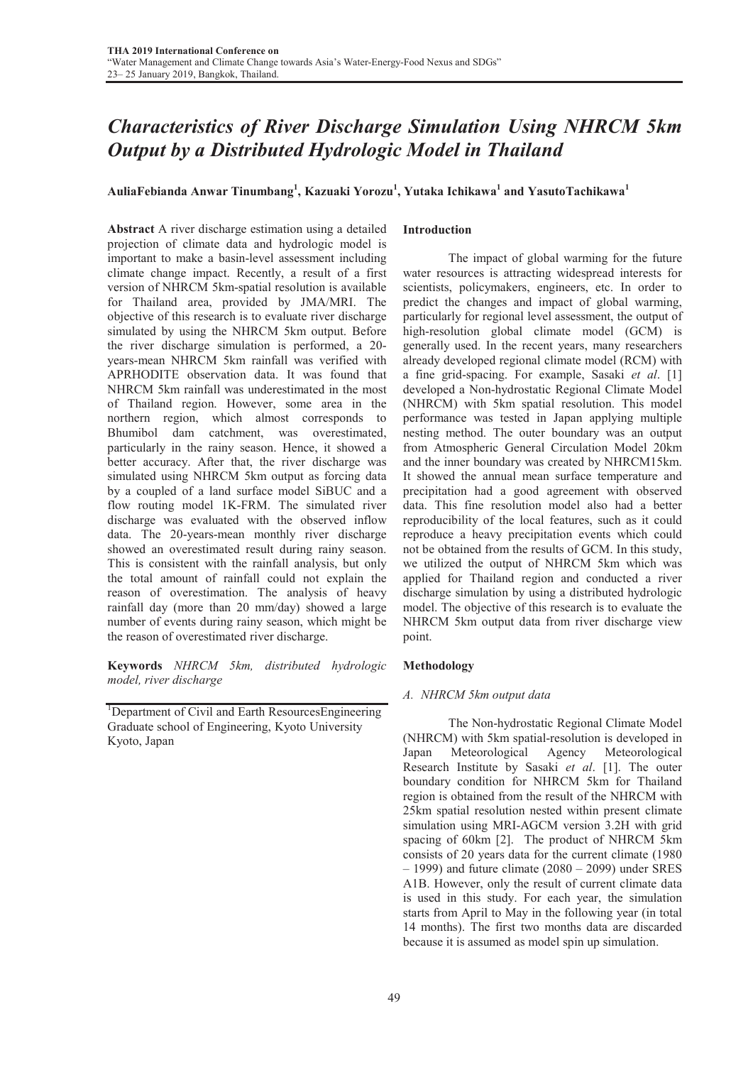# *Characteristics of River Discharge Simulation Using NHRCM 5km Output by a Distributed Hydrologic Model in Thailand*

**AuliaFebianda Anwar Tinumbang[1], Kazuaki Yorozu[1], Yutaka Ichikawa[1] and YasutoTachikawa[1]**

**Abstract** A river discharge estimation using a detailed projection of climate data and hydrologic model is important to make a basin-level assessment including climate change impact. Recently, a result of a first version of NHRCM 5km-spatial resolution is available for Thailand area, provided by JMA/MRI. The objective of this research is to evaluate river discharge simulated by using the NHRCM 5km output. Before the river discharge simulation is performed, a 20-years-mean NHRCM 5km rainfall was verified with APRHODITE observation data. It was found that NHRCM 5km rainfall was underestimated in the most of Thailand region. However, some area in the northern region, which almost corresponds to Bhumibol dam catchment, was overestimated, particularly in the rainy season. Hence, it showed a better accuracy. After that, the river discharge was simulated using NHRCM 5km output as forcing data by a coupled of a land surface model SiBUC and a flow routing model 1K-FRM. The simulated river discharge was evaluated with the observed inflow data. The 20-years-mean monthly river discharge showed an overestimated result during rainy season. This is consistent with the rainfall analysis, but only the total amount of rainfall could not explain the reason of overestimation. The analysis of heavy rainfall day (more than 20 mm/day) showed a large number of events during rainy season, which might be the reason of overestimated river discharge.

**Keywords** *NHRCM 5km, distributed hydrologic model, river discharge*

[1]Department of Civil and Earth ResourcesEngineering Graduate school of Engineering, Kyoto University Kyoto, Japan

## Introduction

The impact of global warming for the future water resources is attracting widespread interests for scientists, policymakers, engineers, etc. In order to predict the changes and impact of global warming, particularly for regional level assessment, the output of high-resolution global climate model (GCM) is generally used. In the recent years, many researchers already developed regional climate model (RCM) with a fine grid-spacing. For example, Sasaki *et al*. [1] developed a Non-hydrostatic Regional Climate Model (NHRCM) with 5km spatial resolution. This model performance was tested in Japan applying multiple nesting method. The outer boundary was an output from Atmospheric General Circulation Model 20km and the inner boundary was created by NHRCM15km. It showed the annual mean surface temperature and precipitation had a good agreement with observed data. This fine resolution model also had a better reproducibility of the local features, such as it could reproduce a heavy precipitation events which could not be obtained from the results of GCM. In this study, we utilized the output of NHRCM 5km which was applied for Thailand region and conducted a river discharge simulation by using a distributed hydrologic model. The objective of this research is to evaluate the NHRCM 5km output data from river discharge view point.

## Methodology

### *A. NHRCM 5km output data*

The Non-hydrostatic Regional Climate Model (NHRCM) with 5km spatial-resolution is developed in Japan Meteorological Agency Meteorological Research Institute by Sasaki *et al*. [1]. The outer boundary condition for NHRCM 5km for Thailand region is obtained from the result of the NHRCM with 25km spatial resolution nested within present climate simulation using MRI-AGCM version 3.2H with grid spacing of 60km [2]. The product of NHRCM 5km consists of 20 years data for the current climate (1980 – 1999) and future climate (2080 – 2099) under SRES A1B. However, only the result of current climate data is used in this study. For each year, the simulation starts from April to May in the following year (in total 14 months). The first two months data are discarded because it is assumed as model spin up simulation.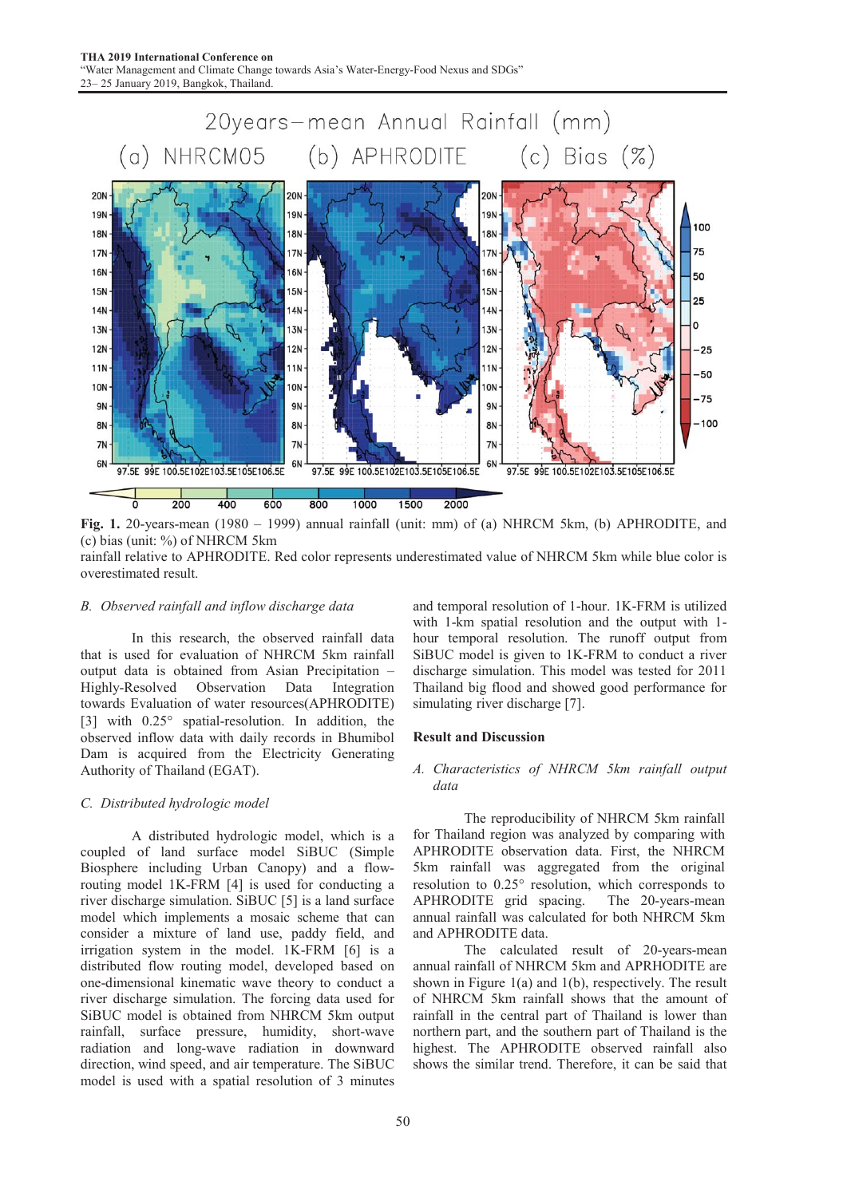Fig. 1. 20-years-mean (1980 – 1999) annual rainfall (unit: mm) of (a) NHRCM 5km, (b) APHRODITE, and (c) bias (unit: %) of NHRCM 5km rainfall relative to APHRODITE. Red color represents underestimated value of NHRCM 5km while blue color is overestimated result.

*B. Observed rainfall and inflow discharge data*

In this research, the observed rainfall data that is used for evaluation of NHRCM 5km rainfall output data is obtained from Asian Precipitation – Highly-Resolved Observation Data Integration towards Evaluation of water resources(APHRODITE) [3] with 0.25° spatial-resolution. In addition, the observed inflow data with daily records in Bhumibol Dam is acquired from the Electricity Generating Authority of Thailand (EGAT).

*C. Distributed hydrologic model*

A distributed hydrologic model, which is a coupled of land surface model SiBUC (Simple Biosphere including Urban Canopy) and a flow-routing model 1K-FRM [4] is used for conducting a river discharge simulation. SiBUC [5] is a land surface model which implements a mosaic scheme that can consider a mixture of land use, paddy field, and irrigation system in the model. 1K-FRM [6] is a distributed flow routing model, developed based on one-dimensional kinematic wave theory to conduct a river discharge simulation. The forcing data used for SiBUC model is obtained from NHRCM 5km output rainfall, surface pressure, humidity, short-wave radiation and long-wave radiation in downward direction, wind speed, and air temperature. The SiBUC model is used with a spatial resolution of 3 minutes and temporal resolution of 1-hour. 1K-FRM is utilized with 1-km spatial resolution and the output with 1-hour temporal resolution. The runoff output from SiBUC model is given to 1K-FRM to conduct a river discharge simulation. This model was tested for 2011 Thailand big flood and showed good performance for simulating river discharge [7].

## Result and Discussion

*A. Characteristics of NHRCM 5km rainfall output data*

The reproducibility of NHRCM 5km rainfall for Thailand region was analyzed by comparing with APHRODITE observation data. First, the NHRCM 5km rainfall was aggregated from the original resolution to 0.25° resolution, which corresponds to APHRODITE grid spacing. The 20-years-mean annual rainfall was calculated for both NHRCM 5km and APHRODITE data.

The calculated result of 20-years-mean annual rainfall of NHRCM 5km and APRHODITE are shown in Figure 1(a) and 1(b), respectively. The result of NHRCM 5km rainfall shows that the amount of rainfall in the central part of Thailand is lower than northern part, and the southern part of Thailand is the highest. The APHRODITE observed rainfall also shows the similar trend. Therefore, it can be said that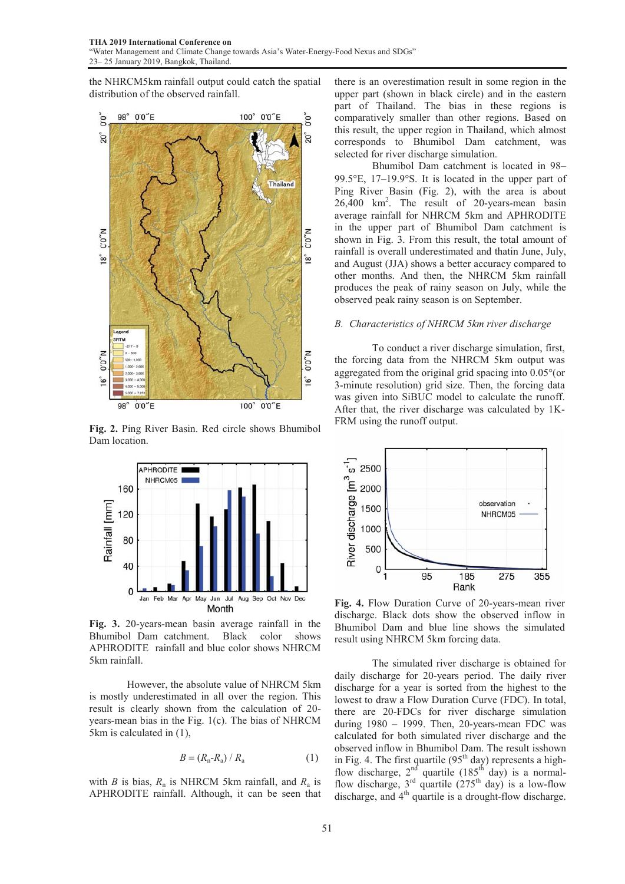the NHRCM5km rainfall output could catch the spatial distribution of the observed rainfall.

**Fig. 2.** Ping River Basin. Red circle shows Bhumibol Dam location.

**Fig. 3.** 20-years-mean basin average rainfall in the Bhumibol Dam catchment. Black color shows APHRODITE rainfall and blue color shows NHRCM 5km rainfall.

However, the absolute value of NHRCM 5km is mostly underestimated in all over the region. This result is clearly shown from the calculation of 20-years-mean bias in the Fig. 1(c). The bias of NHRCM 5km is calculated in (1),

$$B = (R_n - R_a) / R_a \qquad (1)$$

with $B$ is bias, $R_n$ is NHRCM 5km rainfall, and $R_a$ is APHRODITE rainfall. Although, it can be seen that there is an overestimation result in some region in the upper part (shown in black circle) and in the eastern part of Thailand. The bias in these regions is comparatively smaller than other regions. Based on this result, the upper region in Thailand, which almost corresponds to Bhumibol Dam catchment, was selected for river discharge simulation.

Bhumibol Dam catchment is located in 98–99.5°E, 17–19.9°S. It is located in the upper part of Ping River Basin (Fig. 2), with the area is about 26,400 km$^2$. The result of 20-years-mean basin average rainfall for NHRCM 5km and APHRODITE in the upper part of Bhumibol Dam catchment is shown in Fig. 3. From this result, the total amount of rainfall is overall underestimated and thatin June, July, and August (JJA) shows a better accuracy compared to other months. And then, the NHRCM 5km rainfall produces the peak of rainy season on July, while the observed peak rainy season is on September.

### *B. Characteristics of NHRCM 5km river discharge*

To conduct a river discharge simulation, first, the forcing data from the NHRCM 5km output was aggregated from the original grid spacing into 0.05°(or 3-minute resolution) grid size. Then, the forcing data was given into SiBUC model to calculate the runoff. After that, the river discharge was calculated by 1K-FRM using the runoff output.

**Fig. 4.** Flow Duration Curve of 20-years-mean river discharge. Black dots show the observed inflow in Bhumibol Dam and blue line shows the simulated result using NHRCM 5km forcing data.

The simulated river discharge is obtained for daily discharge for 20-years period. The daily river discharge for a year is sorted from the highest to the lowest to draw a Flow Duration Curve (FDC). In total, there are 20-FDCs for river discharge simulation during 1980 – 1999. Then, 20-years-mean FDC was calculated for both simulated river discharge and the observed inflow in Bhumibol Dam. The result isshown in Fig. 4. The first quartile (95$^{th}$ day) represents a high-flow discharge, 2$^{nd}$ quartile (185$^{th}$ day) is a normal-flow discharge, 3$^{rd}$ quartile (275$^{th}$ day) is a low-flow discharge, and 4$^{th}$ quartile is a drought-flow discharge.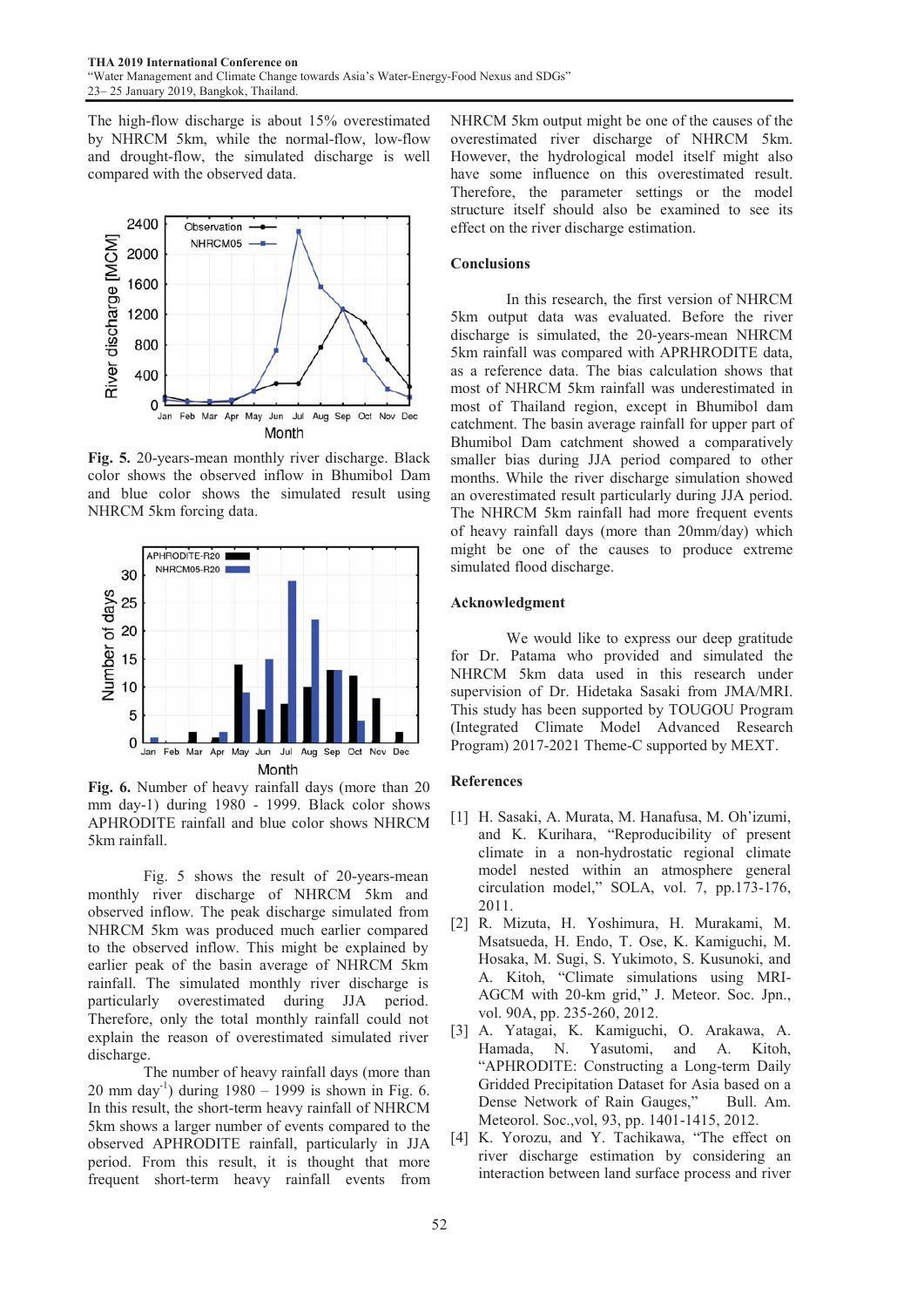The high-flow discharge is about 15% overestimated by NHRCM 5km, while the normal-flow, low-flow and drought-flow, the simulated discharge is well compared with the observed data.

**Fig. 5.** 20-years-mean monthly river discharge. Black color shows the observed inflow in Bhumibol Dam and blue color shows the simulated result using NHRCM 5km forcing data.

**Fig. 6.** Number of heavy rainfall days (more than 20 mm day-1) during 1980 - 1999. Black color shows APHRODITE rainfall and blue color shows NHRCM 5km rainfall.

Fig. 5 shows the result of 20-years-mean monthly river discharge of NHRCM 5km and observed inflow. The peak discharge simulated from NHRCM 5km was produced much earlier compared to the observed inflow. This might be explained by earlier peak of the basin average of NHRCM 5km rainfall. The simulated monthly river discharge is particularly overestimated during JJA period. Therefore, only the total monthly rainfall could not explain the reason of overestimated simulated river discharge.

The number of heavy rainfall days (more than 20 mm day$^{-1}$) during 1980 – 1999 is shown in Fig. 6. In this result, the short-term heavy rainfall of NHRCM 5km shows a larger number of events compared to the observed APHRODITE rainfall, particularly in JJA period. From this result, it is thought that more frequent short-term heavy rainfall events from NHRCM 5km output might be one of the causes of the overestimated river discharge of NHRCM 5km. However, the hydrological model itself might also have some influence on this overestimated result. Therefore, the parameter settings or the model structure itself should also be examined to see its effect on the river discharge estimation.

## Conclusions

In this research, the first version of NHRCM 5km output data was evaluated. Before the river discharge is simulated, the 20-years-mean NHRCM 5km rainfall was compared with APRHRODITE data, as a reference data. The bias calculation shows that most of NHRCM 5km rainfall was underestimated in most of Thailand region, except in Bhumibol dam catchment. The basin average rainfall for upper part of Bhumibol Dam catchment showed a comparatively smaller bias during JJA period compared to other months. While the river discharge simulation showed an overestimated result particularly during JJA period. The NHRCM 5km rainfall had more frequent events of heavy rainfall days (more than 20mm/day) which might be one of the causes to produce extreme simulated flood discharge.

## Acknowledgment

We would like to express our deep gratitude for Dr. Patama who provided and simulated the NHRCM 5km data used in this research under supervision of Dr. Hidetaka Sasaki from JMA/MRI. This study has been supported by TOUGOU Program (Integrated Climate Model Advanced Research Program) 2017-2021 Theme-C supported by MEXT.

## References

[1] H. Sasaki, A. Murata, M. Hanafusa, M. Oh'izumi, and K. Kurihara, "Reproducibility of present climate in a non-hydrostatic regional climate model nested within an atmosphere general circulation model," SOLA, vol. 7, pp.173-176, 2011.

[2] R. Mizuta, H. Yoshimura, H. Murakami, M. Msatsueda, H. Endo, T. Ose, K. Kamiguchi, M. Hosaka, M. Sugi, S. Yukimoto, S. Kusunoki, and A. Kitoh, "Climate simulations using MRI-AGCM with 20-km grid," J. Meteor. Soc. Jpn., vol. 90A, pp. 235-260, 2012.

[3] A. Yatagai, K. Kamiguchi, O. Arakawa, A. Hamada, N. Yasutomi, and A. Kitoh, "APHRODITE: Constructing a Long-term Daily Gridded Precipitation Dataset for Asia based on a Dense Network of Rain Gauges," Bull. Am. Meteorol. Soc.,vol, 93, pp. 1401-1415, 2012.

[4] K. Yorozu, and Y. Tachikawa, "The effect on river discharge estimation by considering an interaction between land surface process and river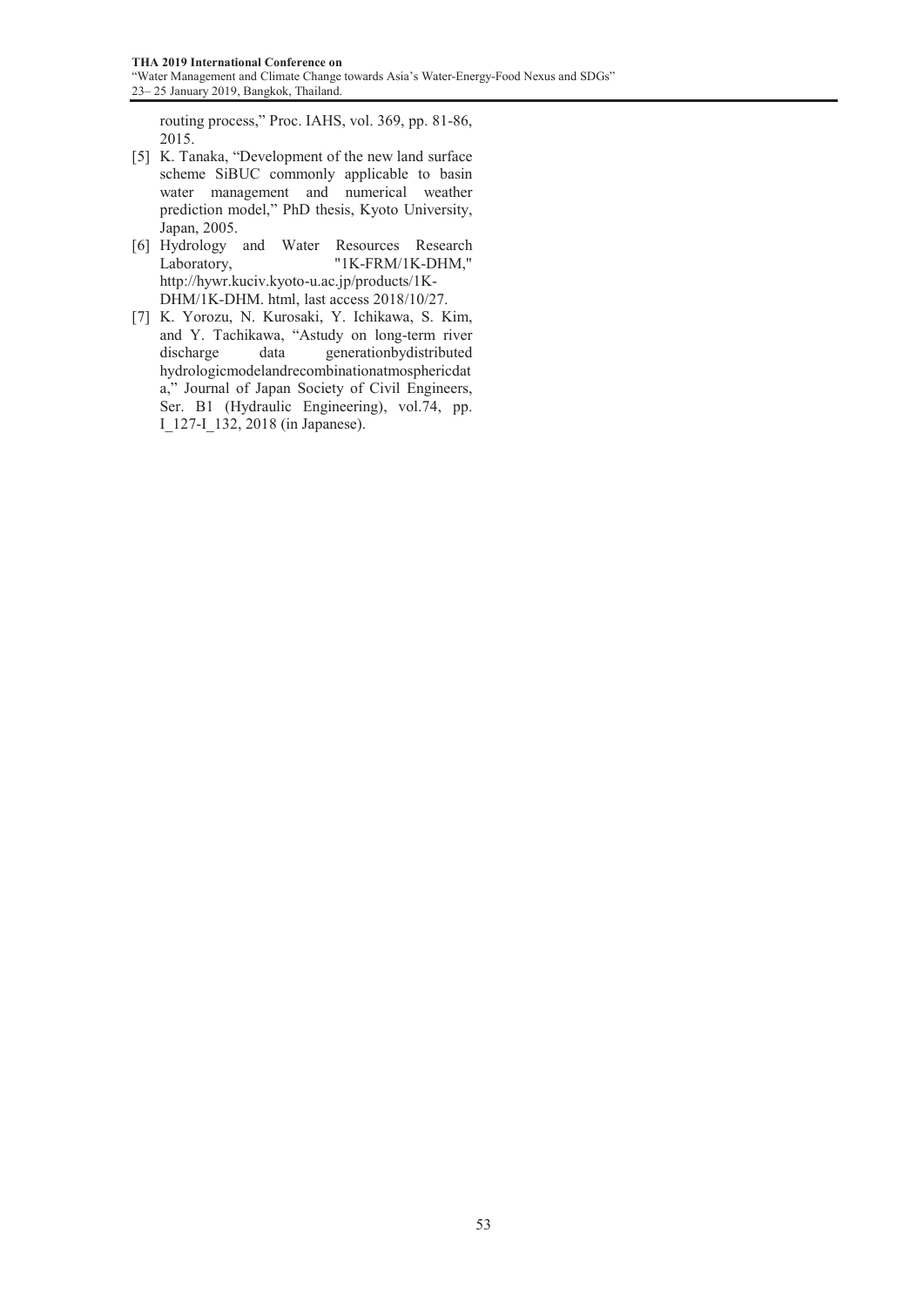routing process," Proc. IAHS, vol. 369, pp. 81-86, 2015.

[5] K. Tanaka, "Development of the new land surface scheme SiBUC commonly applicable to basin water management and numerical weather prediction model," PhD thesis, Kyoto University, Japan, 2005.

[6] Hydrology and Water Resources Research Laboratory, "1K-FRM/1K-DHM," http://hywr.kuciv.kyoto-u.ac.jp/products/1K-DHM/1K-DHM. html, last access 2018/10/27.

[7] K. Yorozu, N. Kurosaki, Y. Ichikawa, S. Kim, and Y. Tachikawa, "Astudy on long-term river discharge data generationbydistributed hydrologicmodelandrecombinationatmosphericdata," Journal of Japan Society of Civil Engineers, Ser. B1 (Hydraulic Engineering), vol.74, pp. I_127-I_132, 2018 (in Japanese).